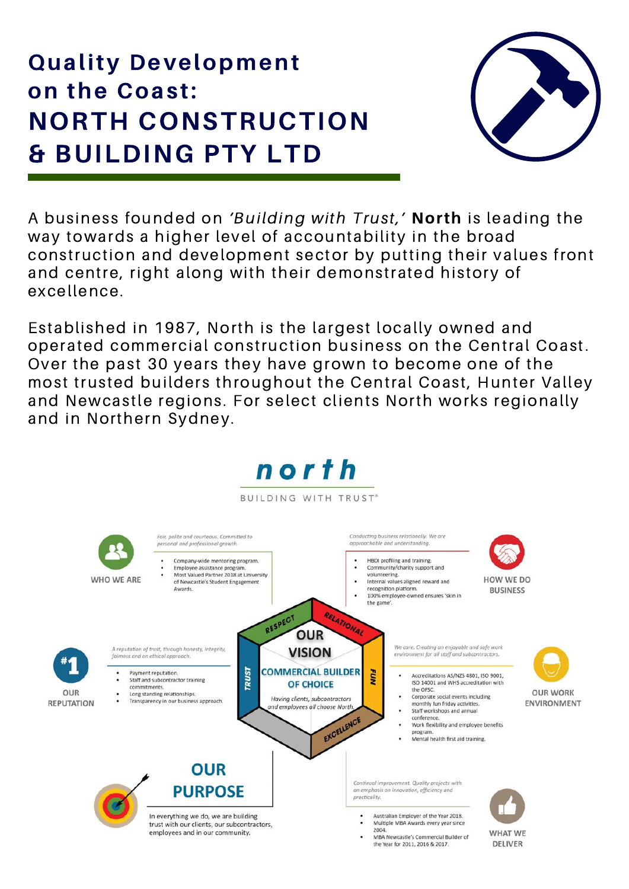# Quality Development on the Coast: NORTH CONSTRUCTION & BUILDING PTY LTD

A business founded on *'Building with Trust,'* **North** is leading the way towards a higher level of accountability in the broad construction and development sector by putting their values front and centre, right along with their demonstrated history of excellence.

Established in 1987, North is the largest locally owned and operated commercial construction business on the Central Coast. Over the past 30 years they have grown to become one of the most trusted builders throughout the Central Coast, Hunter Valley and Newcastle regions. For select clients North works regionally and in Northern Sydney.

## north

BUILDING WITH TRUST®

### WHO WE ARE

*Fair, polite and courteous. Committed to personal and professional growth.*

- Company-wide mentoring program.
- Employee assistance program.
- Most Valued Partner 2018 at University of Newcastle's Student Engagement Awards.

### HOW WE DO BUSINESS

*Conducting business relationally. We are approachable and understanding.*

- HBDI profiling and training.
- Community/charity support and volunteering.
- Internal values aligned reward and recognition platform.
- 100% employee-owned ensures 'skin in the game'.

### OUR VISION

RESPECT · RELATIONAL · FUN · EXCELLENCE · TRUST

**COMMERCIAL BUILDER OF CHOICE**

*Having clients, subcontractors and employees all choose North.*

### OUR REPUTATION

*A reputation of trust, through honesty, integrity, fairness and an ethical approach.*

- Payment reputation.
- Staff and subcontractor training commitments.
- Long standing relationships.
- Transparency in our business approach.

### OUR WORK ENVIRONMENT

*We care. Creating an enjoyable and safe work environment for all staff and subcontractors.*

- Accreditations AS/NZS 4801, ISO 9001, ISO 14001 and WHS accreditation with the OFSC.
- Corporate social events including monthly fun friday activities.
- Staff workshops and annual conference.
- Work flexibility and employee benefits program.
- Mental health first aid training.

### OUR PURPOSE

In everything we do, we are building trust with our clients, our subcontractors, employees and in our community.

### WHAT WE DELIVER

*Continual improvement. Quality projects with an emphasis on innovation, efficiency and practicality.*

- Australian Employer of the Year 2018.
- Multiple MBA Awards every year since 2004.
- MBA Newcastle's Commercial Builder of the Year for 2011, 2016 & 2017.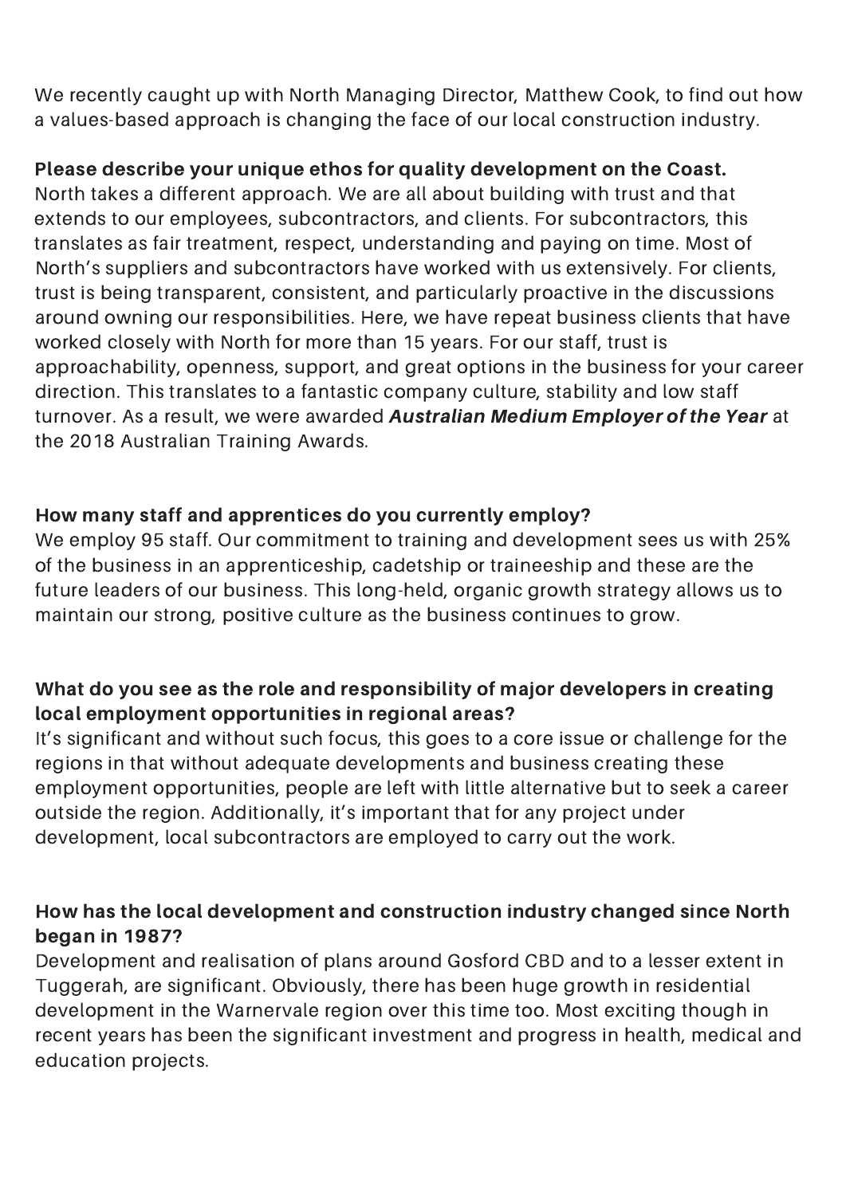We recently caught up with North Managing Director, Matthew Cook, to find out how a values-based approach is changing the face of our local construction industry.

**Please describe your unique ethos for quality development on the Coast.**
North takes a different approach. We are all about building with trust and that extends to our employees, subcontractors, and clients. For subcontractors, this translates as fair treatment, respect, understanding and paying on time. Most of North's suppliers and subcontractors have worked with us extensively. For clients, trust is being transparent, consistent, and particularly proactive in the discussions around owning our responsibilities. Here, we have repeat business clients that have worked closely with North for more than 15 years. For our staff, trust is approachability, openness, support, and great options in the business for your career direction. This translates to a fantastic company culture, stability and low staff turnover. As a result, we were awarded ***Australian Medium Employer of the Year*** at the 2018 Australian Training Awards.

**How many staff and apprentices do you currently employ?**
We employ 95 staff. Our commitment to training and development sees us with 25% of the business in an apprenticeship, cadetship or traineeship and these are the future leaders of our business. This long-held, organic growth strategy allows us to maintain our strong, positive culture as the business continues to grow.

**What do you see as the role and responsibility of major developers in creating local employment opportunities in regional areas?**
It's significant and without such focus, this goes to a core issue or challenge for the regions in that without adequate developments and business creating these employment opportunities, people are left with little alternative but to seek a career outside the region. Additionally, it's important that for any project under development, local subcontractors are employed to carry out the work.

**How has the local development and construction industry changed since North began in 1987?**
Development and realisation of plans around Gosford CBD and to a lesser extent in Tuggerah, are significant. Obviously, there has been huge growth in residential development in the Warnervale region over this time too. Most exciting though in recent years has been the significant investment and progress in health, medical and education projects.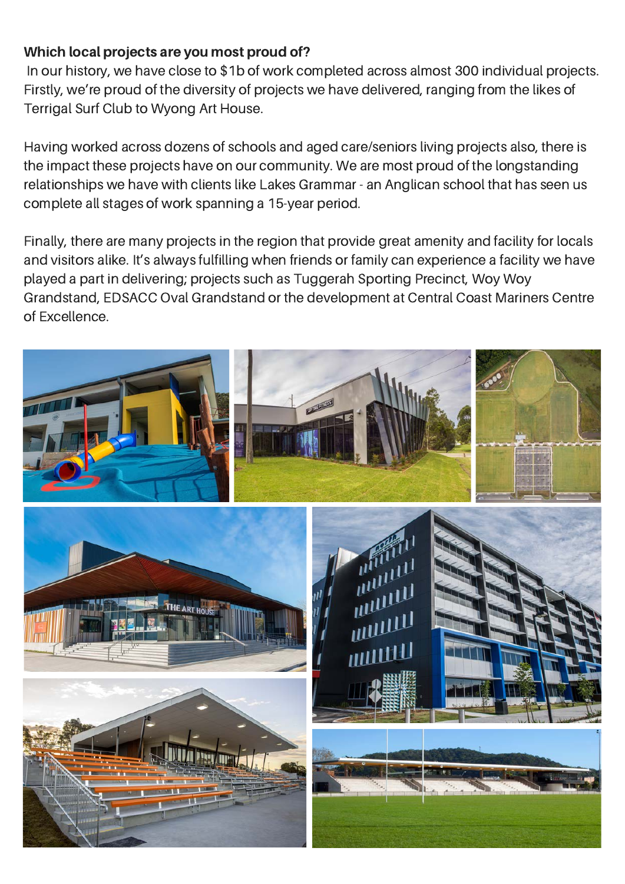**Which local projects are you most proud of?**

In our history, we have close to $1b of work completed across almost 300 individual projects. Firstly, we're proud of the diversity of projects we have delivered, ranging from the likes of Terrigal Surf Club to Wyong Art House.

Having worked across dozens of schools and aged care/seniors living projects also, there is the impact these projects have on our community. We are most proud of the longstanding relationships we have with clients like Lakes Grammar - an Anglican school that has seen us complete all stages of work spanning a 15-year period.

Finally, there are many projects in the region that provide great amenity and facility for locals and visitors alike. It's always fulfilling when friends or family can experience a facility we have played a part in delivering; projects such as Tuggerah Sporting Precinct, Woy Woy Grandstand, EDSACC Oval Grandstand or the development at Central Coast Mariners Centre of Excellence.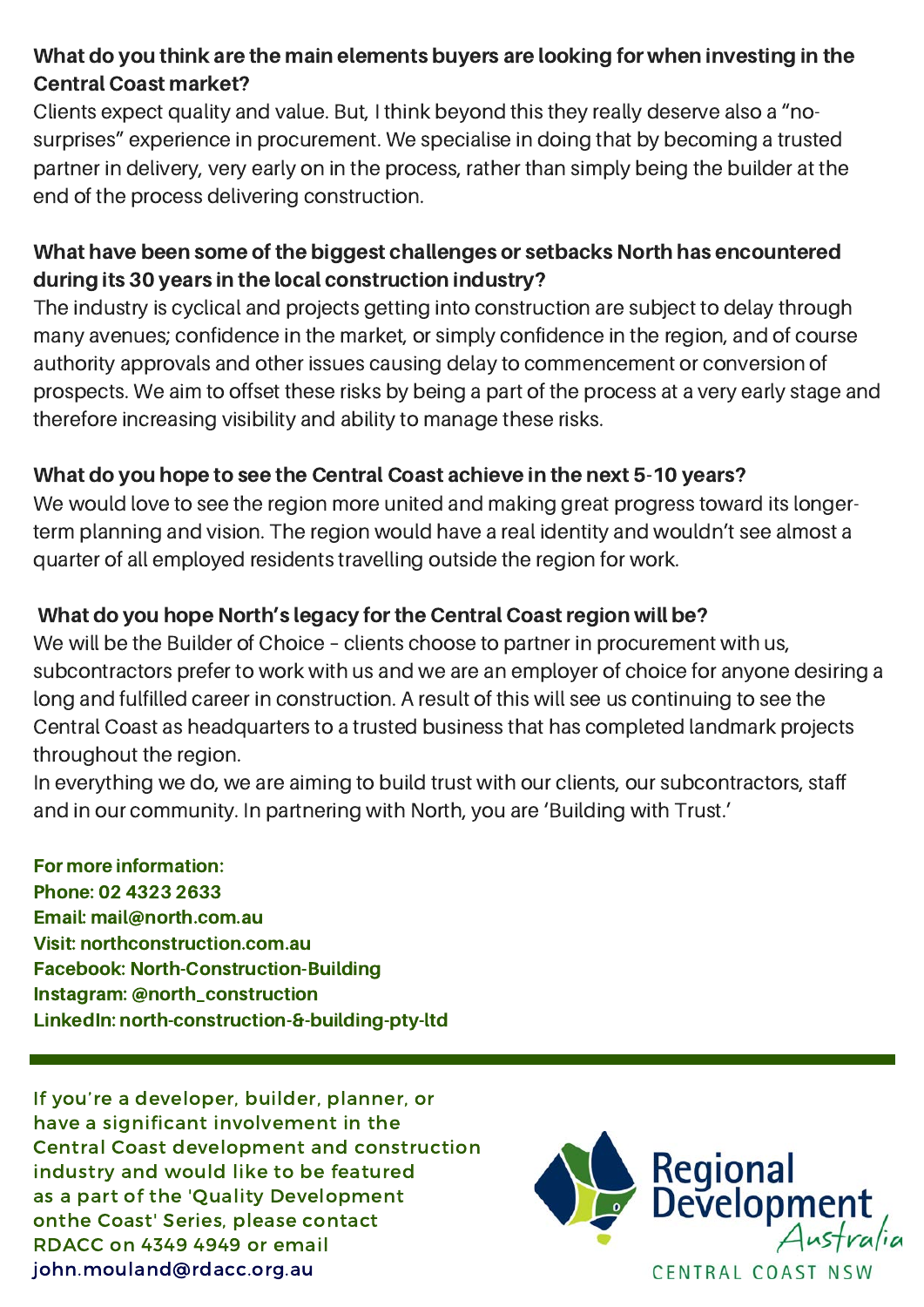**What do you think are the main elements buyers are looking for when investing in the Central Coast market?**

Clients expect quality and value. But, I think beyond this they really deserve also a "no-surprises" experience in procurement. We specialise in doing that by becoming a trusted partner in delivery, very early on in the process, rather than simply being the builder at the end of the process delivering construction.

**What have been some of the biggest challenges or setbacks North has encountered during its 30 years in the local construction industry?**

The industry is cyclical and projects getting into construction are subject to delay through many avenues; confidence in the market, or simply confidence in the region, and of course authority approvals and other issues causing delay to commencement or conversion of prospects. We aim to offset these risks by being a part of the process at a very early stage and therefore increasing visibility and ability to manage these risks.

**What do you hope to see the Central Coast achieve in the next 5-10 years?**

We would love to see the region more united and making great progress toward its longer-term planning and vision. The region would have a real identity and wouldn't see almost a quarter of all employed residents travelling outside the region for work.

**What do you hope North's legacy for the Central Coast region will be?**

We will be the Builder of Choice – clients choose to partner in procurement with us, subcontractors prefer to work with us and we are an employer of choice for anyone desiring a long and fulfilled career in construction. A result of this will see us continuing to see the Central Coast as headquarters to a trusted business that has completed landmark projects throughout the region.

In everything we do, we are aiming to build trust with our clients, our subcontractors, staff and in our community. In partnering with North, you are 'Building with Trust.'

**For more information:**
**Phone: 02 4323 2633**
**Email: mail@north.com.au**
**Visit: northconstruction.com.au**
**Facebook: North-Construction-Building**
**Instagram: @north_construction**
**LinkedIn: north-construction-&-building-pty-ltd**

---

If you're a developer, builder, planner, or have a significant involvement in the Central Coast development and construction industry and would like to be featured as a part of the 'Quality Development onthe Coast' Series, please contact RDACC on 4349 4949 or email john.mouland@rdacc.org.au

Regional Development Australia
CENTRAL COAST NSW